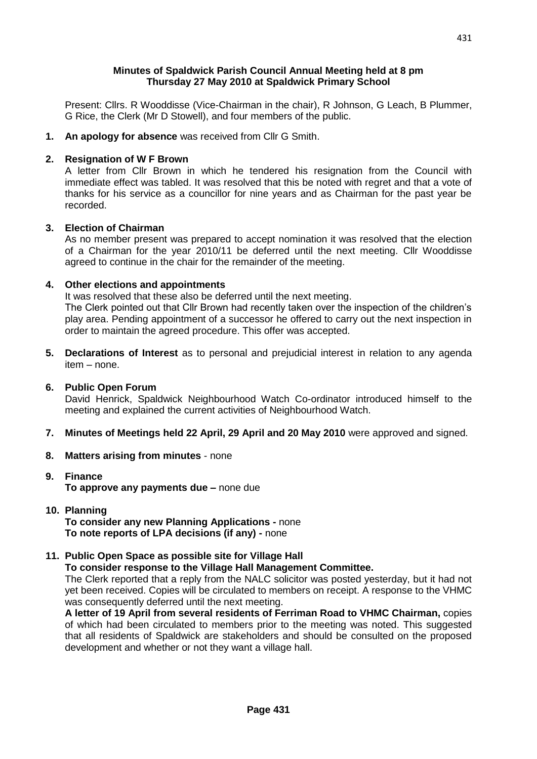**Minutes of Spaldwick Parish Council Annual Meeting held at 8 pm**
**Thursday 27 May 2010 at Spaldwick Primary School**

Present: Cllrs. R Wooddisse (Vice-Chairman in the chair), R Johnson, G Leach, B Plummer, G Rice, the Clerk (Mr D Stowell), and four members of the public.

1. **An apology for absence** was received from Cllr G Smith.

2. **Resignation of W F Brown**
   A letter from Cllr Brown in which he tendered his resignation from the Council with immediate effect was tabled. It was resolved that this be noted with regret and that a vote of thanks for his service as a councillor for nine years and as Chairman for the past year be recorded.

3. **Election of Chairman**
   As no member present was prepared to accept nomination it was resolved that the election of a Chairman for the year 2010/11 be deferred until the next meeting. Cllr Wooddisse agreed to continue in the chair for the remainder of the meeting.

4. **Other elections and appointments**
   It was resolved that these also be deferred until the next meeting.
   The Clerk pointed out that Cllr Brown had recently taken over the inspection of the children's play area. Pending appointment of a successor he offered to carry out the next inspection in order to maintain the agreed procedure. This offer was accepted.

5. **Declarations of Interest** as to personal and prejudicial interest in relation to any agenda item – none.

6. **Public Open Forum**
   David Henrick, Spaldwick Neighbourhood Watch Co-ordinator introduced himself to the meeting and explained the current activities of Neighbourhood Watch.

7. **Minutes of Meetings held 22 April, 29 April and 20 May 2010** were approved and signed.

8. **Matters arising from minutes** - none

9. **Finance**
   **To approve any payments due –** none due

10. **Planning**
    **To consider any new Planning Applications -** none
    **To note reports of LPA decisions (if any) -** none

11. **Public Open Space as possible site for Village Hall**
    **To consider response to the Village Hall Management Committee.**
    The Clerk reported that a reply from the NALC solicitor was posted yesterday, but it had not yet been received. Copies will be circulated to members on receipt. A response to the VHMC was consequently deferred until the next meeting.
    **A letter of 19 April from several residents of Ferriman Road to VHMC Chairman,** copies of which had been circulated to members prior to the meeting was noted. This suggested that all residents of Spaldwick are stakeholders and should be consulted on the proposed development and whether or not they want a village hall.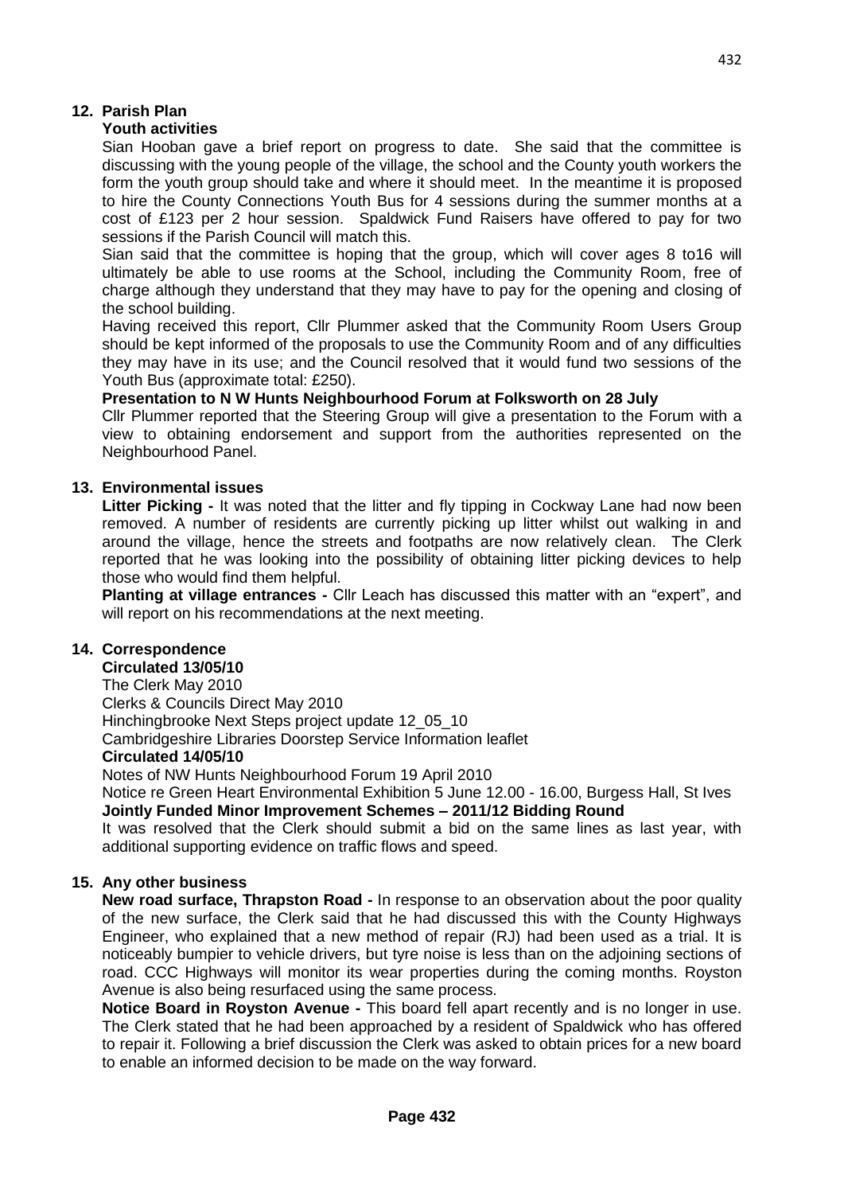## 12. Parish Plan

**Youth activities**

Sian Hooban gave a brief report on progress to date. She said that the committee is discussing with the young people of the village, the school and the County youth workers the form the youth group should take and where it should meet. In the meantime it is proposed to hire the County Connections Youth Bus for 4 sessions during the summer months at a cost of £123 per 2 hour session. Spaldwick Fund Raisers have offered to pay for two sessions if the Parish Council will match this.

Sian said that the committee is hoping that the group, which will cover ages 8 to16 will ultimately be able to use rooms at the School, including the Community Room, free of charge although they understand that they may have to pay for the opening and closing of the school building.

Having received this report, Cllr Plummer asked that the Community Room Users Group should be kept informed of the proposals to use the Community Room and of any difficulties they may have in its use; and the Council resolved that it would fund two sessions of the Youth Bus (approximate total: £250).

**Presentation to N W Hunts Neighbourhood Forum at Folksworth on 28 July**

Cllr Plummer reported that the Steering Group will give a presentation to the Forum with a view to obtaining endorsement and support from the authorities represented on the Neighbourhood Panel.

## 13. Environmental issues

**Litter Picking -** It was noted that the litter and fly tipping in Cockway Lane had now been removed. A number of residents are currently picking up litter whilst out walking in and around the village, hence the streets and footpaths are now relatively clean. The Clerk reported that he was looking into the possibility of obtaining litter picking devices to help those who would find them helpful.

**Planting at village entrances -** Cllr Leach has discussed this matter with an "expert", and will report on his recommendations at the next meeting.

## 14. Correspondence

**Circulated 13/05/10**

The Clerk May 2010
Clerks & Councils Direct May 2010
Hinchingbrooke Next Steps project update 12_05_10
Cambridgeshire Libraries Doorstep Service Information leaflet

**Circulated 14/05/10**

Notes of NW Hunts Neighbourhood Forum 19 April 2010
Notice re Green Heart Environmental Exhibition 5 June 12.00 - 16.00, Burgess Hall, St Ives

**Jointly Funded Minor Improvement Schemes – 2011/12 Bidding Round**

It was resolved that the Clerk should submit a bid on the same lines as last year, with additional supporting evidence on traffic flows and speed.

## 15. Any other business

**New road surface, Thrapston Road -** In response to an observation about the poor quality of the new surface, the Clerk said that he had discussed this with the County Highways Engineer, who explained that a new method of repair (RJ) had been used as a trial. It is noticeably bumpier to vehicle drivers, but tyre noise is less than on the adjoining sections of road. CCC Highways will monitor its wear properties during the coming months. Royston Avenue is also being resurfaced using the same process.

**Notice Board in Royston Avenue -** This board fell apart recently and is no longer in use. The Clerk stated that he had been approached by a resident of Spaldwick who has offered to repair it. Following a brief discussion the Clerk was asked to obtain prices for a new board to enable an informed decision to be made on the way forward.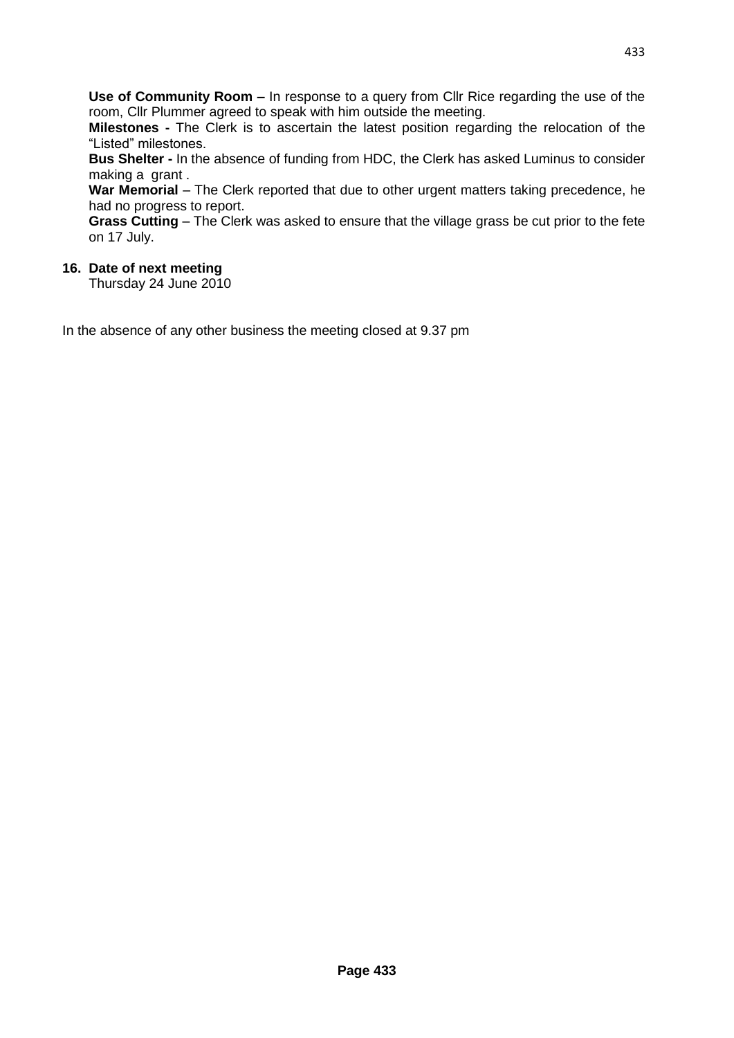**Use of Community Room –** In response to a query from Cllr Rice regarding the use of the room, Cllr Plummer agreed to speak with him outside the meeting.

**Milestones -** The Clerk is to ascertain the latest position regarding the relocation of the "Listed" milestones.

**Bus Shelter -** In the absence of funding from HDC, the Clerk has asked Luminus to consider making a grant .

**War Memorial** – The Clerk reported that due to other urgent matters taking precedence, he had no progress to report.

**Grass Cutting** – The Clerk was asked to ensure that the village grass be cut prior to the fete on 17 July.

**16. Date of next meeting**

Thursday 24 June 2010

In the absence of any other business the meeting closed at 9.37 pm